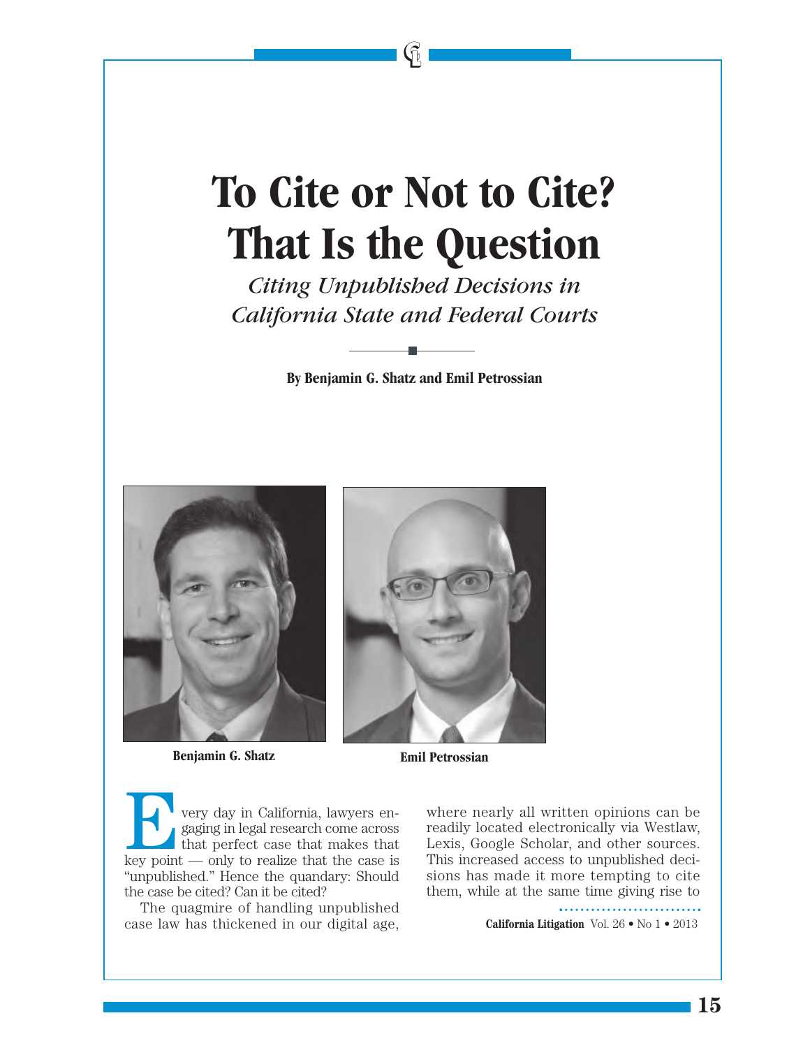# To Cite or Not to Cite? That Is the Question

*Citing Unpublished Decisions in California State and Federal Courts*

**By Benjamin G. Shatz and Emil Petrossian**

**Benjamin G. Shatz**

**Emil Petrossian**

Every day in California, lawyers engaging in legal research come across that perfect case that makes that key point — only to realize that the case is "unpublished." Hence the quandary: Should the case be cited? Can it be cited?

The quagmire of handling unpublished case law has thickened in our digital age, where nearly all written opinions can be readily located electronically via Westlaw, Lexis, Google Scholar, and other sources. This increased access to unpublished decisions has made it more tempting to cite them, while at the same time giving rise to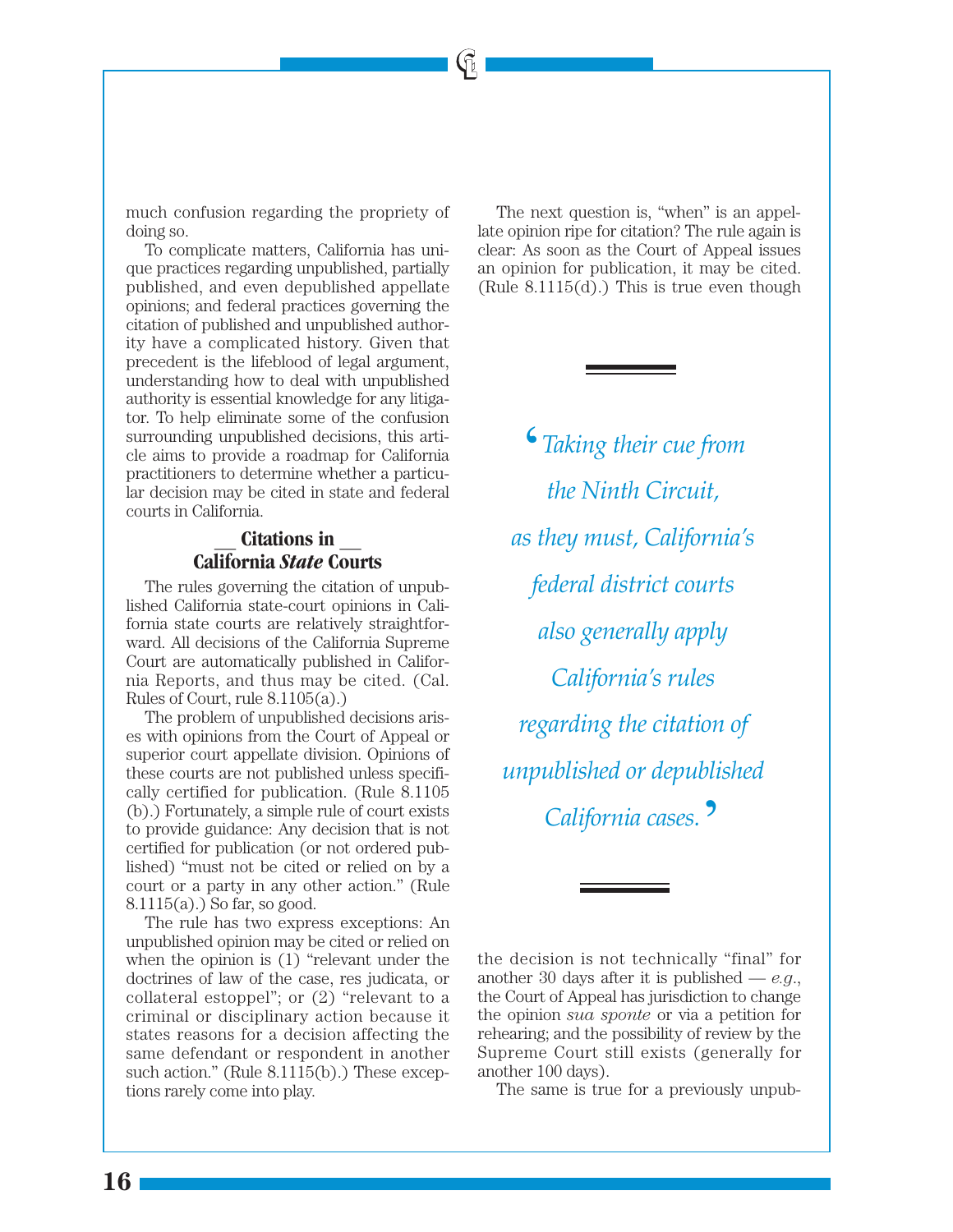much confusion regarding the propriety of doing so.

To complicate matters, California has unique practices regarding unpublished, partially published, and even depublished appellate opinions; and federal practices governing the citation of published and unpublished authority have a complicated history. Given that precedent is the lifeblood of legal argument, understanding how to deal with unpublished authority is essential knowledge for any litigator. To help eliminate some of the confusion surrounding unpublished decisions, this article aims to provide a roadmap for California practitioners to determine whether a particular decision may be cited in state and federal courts in California.

## Citations in California *State* Courts

The rules governing the citation of unpublished California state-court opinions in California state courts are relatively straightforward. All decisions of the California Supreme Court are automatically published in California Reports, and thus may be cited. (Cal. Rules of Court, rule 8.1105(a).)

The problem of unpublished decisions arises with opinions from the Court of Appeal or superior court appellate division. Opinions of these courts are not published unless specifically certified for publication. (Rule 8.1105 (b).) Fortunately, a simple rule of court exists to provide guidance: Any decision that is not certified for publication (or not ordered published) "must not be cited or relied on by a court or a party in any other action." (Rule 8.1115(a).) So far, so good.

The rule has two express exceptions: An unpublished opinion may be cited or relied on when the opinion is (1) "relevant under the doctrines of law of the case, res judicata, or collateral estoppel"; or (2) "relevant to a criminal or disciplinary action because it states reasons for a decision affecting the same defendant or respondent in another such action." (Rule 8.1115(b).) These exceptions rarely come into play.

The next question is, "when" is an appellate opinion ripe for citation? The rule again is clear: As soon as the Court of Appeal issues an opinion for publication, it may be cited. (Rule 8.1115(d).) This is true even though the decision is not technically "final" for another 30 days after it is published — *e.g.*, the Court of Appeal has jurisdiction to change the opinion *sua sponte* or via a petition for rehearing; and the possibility of review by the Supreme Court still exists (generally for another 100 days).

> *"Taking their cue from the Ninth Circuit, as they must, California's federal district courts also generally apply California's rules regarding the citation of unpublished or depublished California cases."*

The same is true for a previously unpub-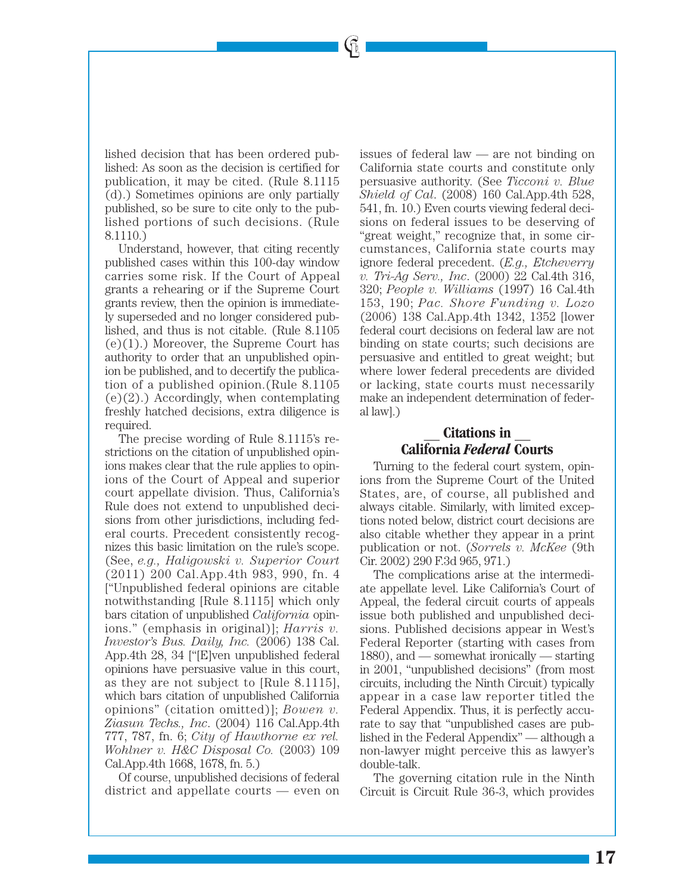lished decision that has been ordered published: As soon as the decision is certified for publication, it may be cited. (Rule 8.1115 (d).) Sometimes opinions are only partially published, so be sure to cite only to the published portions of such decisions. (Rule 8.1110.)

Understand, however, that citing recently published cases within this 100-day window carries some risk. If the Court of Appeal grants a rehearing or if the Supreme Court grants review, then the opinion is immediately superseded and no longer considered published, and thus is not citable. (Rule 8.1105 (e)(1).) Moreover, the Supreme Court has authority to order that an unpublished opinion be published, and to decertify the publication of a published opinion.(Rule 8.1105 (e)(2).) Accordingly, when contemplating freshly hatched decisions, extra diligence is required.

The precise wording of Rule 8.1115's restrictions on the citation of unpublished opinions makes clear that the rule applies to opinions of the Court of Appeal and superior court appellate division. Thus, California's Rule does not extend to unpublished decisions from other jurisdictions, including federal courts. Precedent consistently recognizes this basic limitation on the rule's scope. (See, *e.g., Haligowski v. Superior Court* (2011) 200 Cal.App.4th 983, 990, fn. 4 ["Unpublished federal opinions are citable notwithstanding [Rule 8.1115] which only bars citation of unpublished *California* opinions." (emphasis in original)]; *Harris v. Investor's Bus. Daily, Inc.* (2006) 138 Cal. App.4th 28, 34 ["[E]ven unpublished federal opinions have persuasive value in this court, as they are not subject to [Rule 8.1115], which bars citation of unpublished California opinions" (citation omitted)]; *Bowen v. Ziasun Techs., Inc.* (2004) 116 Cal.App.4th 777, 787, fn. 6; *City of Hawthorne ex rel. Wohlner v. H&C Disposal Co.* (2003) 109 Cal.App.4th 1668, 1678, fn. 5.)

Of course, unpublished decisions of federal district and appellate courts — even on issues of federal law — are not binding on California state courts and constitute only persuasive authority. (See *Ticconi v. Blue Shield of Cal.* (2008) 160 Cal.App.4th 528, 541, fn. 10.) Even courts viewing federal decisions on federal issues to be deserving of "great weight," recognize that, in some circumstances, California state courts may ignore federal precedent. (*E.g., Etcheverry v. Tri-Ag Serv., Inc.* (2000) 22 Cal.4th 316, 320; *People v. Williams* (1997) 16 Cal.4th 153, 190; *Pac. Shore Funding v. Lozo* (2006) 138 Cal.App.4th 1342, 1352 [lower federal court decisions on federal law are not binding on state courts; such decisions are persuasive and entitled to great weight; but where lower federal precedents are divided or lacking, state courts must necessarily make an independent determination of federal law].)

## Citations in California *Federal* Courts

Turning to the federal court system, opinions from the Supreme Court of the United States, are, of course, all published and always citable. Similarly, with limited exceptions noted below, district court decisions are also citable whether they appear in a print publication or not. (*Sorrels v. McKee* (9th Cir. 2002) 290 F.3d 965, 971.)

The complications arise at the intermediate appellate level. Like California's Court of Appeal, the federal circuit courts of appeals issue both published and unpublished decisions. Published decisions appear in West's Federal Reporter (starting with cases from 1880), and — somewhat ironically — starting in 2001, "unpublished decisions" (from most circuits, including the Ninth Circuit) typically appear in a case law reporter titled the Federal Appendix. Thus, it is perfectly accurate to say that "unpublished cases are published in the Federal Appendix" — although a non-lawyer might perceive this as lawyer's double-talk.

The governing citation rule in the Ninth Circuit is Circuit Rule 36-3, which provides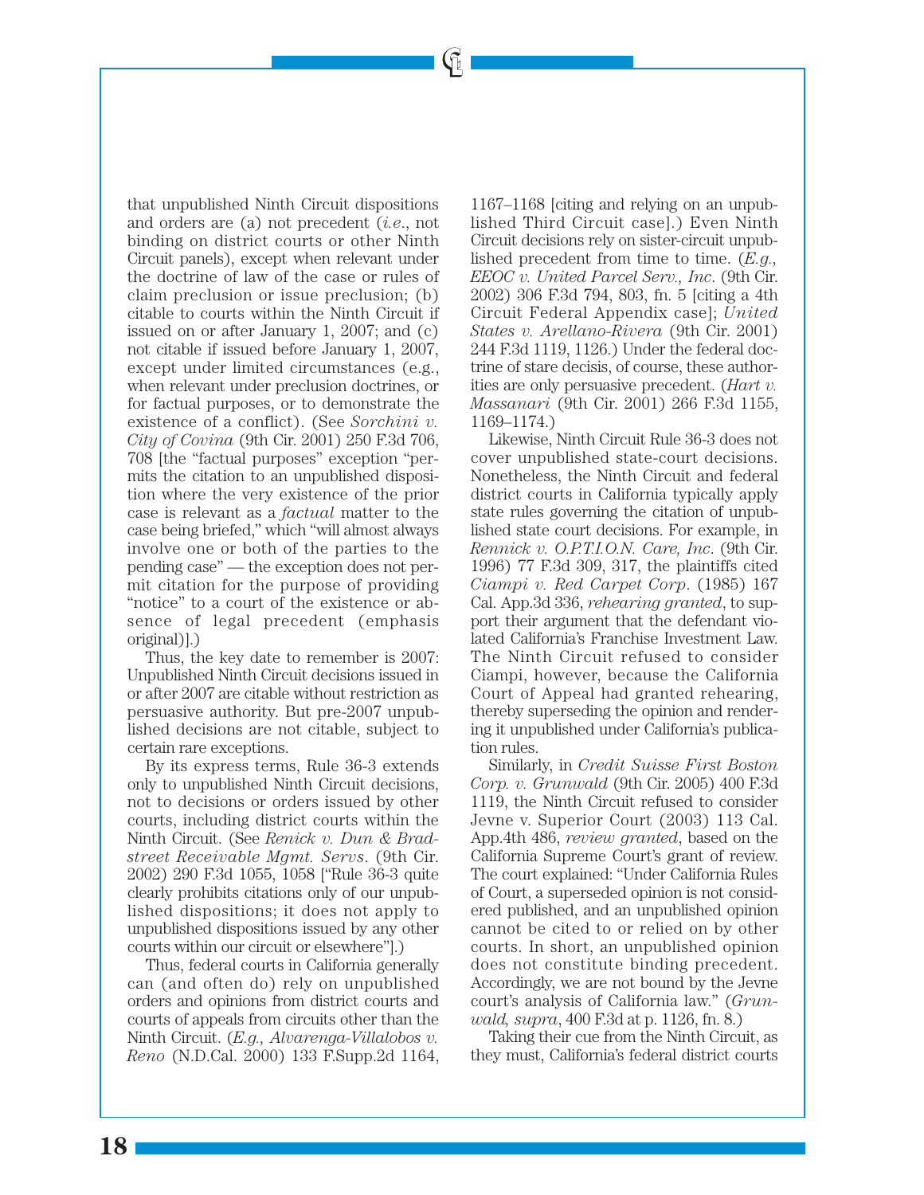that unpublished Ninth Circuit dispositions and orders are (a) not precedent (*i.e.*, not binding on district courts or other Ninth Circuit panels), except when relevant under the doctrine of law of the case or rules of claim preclusion or issue preclusion; (b) citable to courts within the Ninth Circuit if issued on or after January 1, 2007; and (c) not citable if issued before January 1, 2007, except under limited circumstances (e.g., when relevant under preclusion doctrines, or for factual purposes, or to demonstrate the existence of a conflict). (See *Sorchini v. City of Covina* (9th Cir. 2001) 250 F.3d 706, 708 [the "factual purposes" exception "permits the citation to an unpublished disposition where the very existence of the prior case is relevant as a *factual* matter to the case being briefed," which "will almost always involve one or both of the parties to the pending case" — the exception does not permit citation for the purpose of providing "notice" to a court of the existence or absence of legal precedent (emphasis original)].)

Thus, the key date to remember is 2007: Unpublished Ninth Circuit decisions issued in or after 2007 are citable without restriction as persuasive authority. But pre-2007 unpublished decisions are not citable, subject to certain rare exceptions.

By its express terms, Rule 36-3 extends only to unpublished Ninth Circuit decisions, not to decisions or orders issued by other courts, including district courts within the Ninth Circuit. (See *Renick v. Dun & Bradstreet Receivable Mgmt. Servs*. (9th Cir. 2002) 290 F.3d 1055, 1058 ["Rule 36-3 quite clearly prohibits citations only of our unpublished dispositions; it does not apply to unpublished dispositions issued by any other courts within our circuit or elsewhere"].)

Thus, federal courts in California generally can (and often do) rely on unpublished orders and opinions from district courts and courts of appeals from circuits other than the Ninth Circuit. (*E.g., Alvarenga-Villalobos v. Reno* (N.D.Cal. 2000) 133 F.Supp.2d 1164, 1167–1168 [citing and relying on an unpublished Third Circuit case].) Even Ninth Circuit decisions rely on sister-circuit unpublished precedent from time to time. (*E.g., EEOC v. United Parcel Serv., Inc.* (9th Cir. 2002) 306 F.3d 794, 803, fn. 5 [citing a 4th Circuit Federal Appendix case]; *United States v. Arellano-Rivera* (9th Cir. 2001) 244 F.3d 1119, 1126.) Under the federal doctrine of stare decisis, of course, these authorities are only persuasive precedent. (*Hart v. Massanari* (9th Cir. 2001) 266 F.3d 1155, 1169–1174.)

Likewise, Ninth Circuit Rule 36-3 does not cover unpublished state-court decisions. Nonetheless, the Ninth Circuit and federal district courts in California typically apply state rules governing the citation of unpublished state court decisions. For example, in *Rennick v. O.P.T.I.O.N. Care, Inc.* (9th Cir. 1996) 77 F.3d 309, 317, the plaintiffs cited *Ciampi v. Red Carpet Corp*. (1985) 167 Cal. App.3d 336, *rehearing granted*, to support their argument that the defendant violated California's Franchise Investment Law. The Ninth Circuit refused to consider Ciampi, however, because the California Court of Appeal had granted rehearing, thereby superseding the opinion and rendering it unpublished under California's publication rules.

Similarly, in *Credit Suisse First Boston Corp. v. Grunwald* (9th Cir. 2005) 400 F.3d 1119, the Ninth Circuit refused to consider Jevne v. Superior Court (2003) 113 Cal. App.4th 486, *review granted*, based on the California Supreme Court's grant of review. The court explained: "Under California Rules of Court, a superseded opinion is not considered published, and an unpublished opinion cannot be cited to or relied on by other courts. In short, an unpublished opinion does not constitute binding precedent. Accordingly, we are not bound by the Jevne court's analysis of California law." (*Grunwald, supra*, 400 F.3d at p. 1126, fn. 8.)

Taking their cue from the Ninth Circuit, as they must, California's federal district courts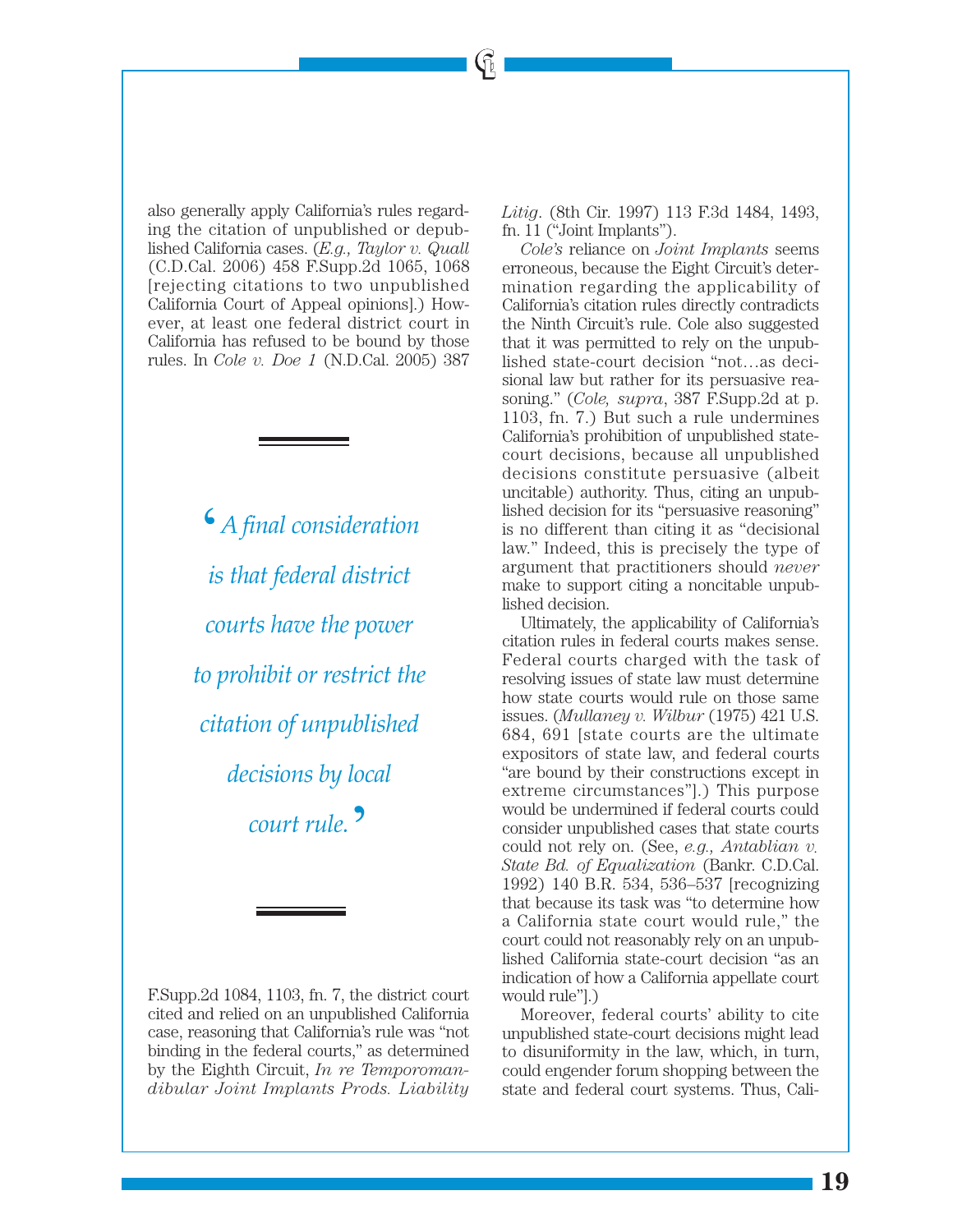also generally apply California's rules regarding the citation of unpublished or depublished California cases. (*E.g., Taylor v. Quall* (C.D.Cal. 2006) 458 F.Supp.2d 1065, 1068 [rejecting citations to two unpublished California Court of Appeal opinions].) However, at least one federal district court in California has refused to be bound by those rules. In *Cole v. Doe 1* (N.D.Cal. 2005) 387 F.Supp.2d 1084, 1103, fn. 7, the district court cited and relied on an unpublished California case, reasoning that California's rule was "not binding in the federal courts," as determined by the Eighth Circuit, *In re Temporomandibular Joint Implants Prods. Liability Litig.* (8th Cir. 1997) 113 F.3d 1484, 1493, fn. 11 ("Joint Implants").

> *"A final consideration is that federal district courts have the power to prohibit or restrict the citation of unpublished decisions by local court rule."*

*Cole's* reliance on *Joint Implants* seems erroneous, because the Eight Circuit's determination regarding the applicability of California's citation rules directly contradicts the Ninth Circuit's rule. Cole also suggested that it was permitted to rely on the unpublished state-court decision "not…as decisional law but rather for its persuasive reasoning." (*Cole, supra*, 387 F.Supp.2d at p. 1103, fn. 7.) But such a rule undermines California's prohibition of unpublished state-court decisions, because all unpublished decisions constitute persuasive (albeit uncitable) authority. Thus, citing an unpublished decision for its "persuasive reasoning" is no different than citing it as "decisional law." Indeed, this is precisely the type of argument that practitioners should *never* make to support citing a noncitable unpublished decision.

Ultimately, the applicability of California's citation rules in federal courts makes sense. Federal courts charged with the task of resolving issues of state law must determine how state courts would rule on those same issues. (*Mullaney v. Wilbur* (1975) 421 U.S. 684, 691 [state courts are the ultimate expositors of state law, and federal courts "are bound by their constructions except in extreme circumstances"].) This purpose would be undermined if federal courts could consider unpublished cases that state courts could not rely on. (See, *e.g., Antablian v. State Bd. of Equalization* (Bankr. C.D.Cal. 1992) 140 B.R. 534, 536–537 [recognizing that because its task was "to determine how a California state court would rule," the court could not reasonably rely on an unpublished California state-court decision "as an indication of how a California appellate court would rule"].)

Moreover, federal courts' ability to cite unpublished state-court decisions might lead to disuniformity in the law, which, in turn, could engender forum shopping between the state and federal court systems. Thus, Cali-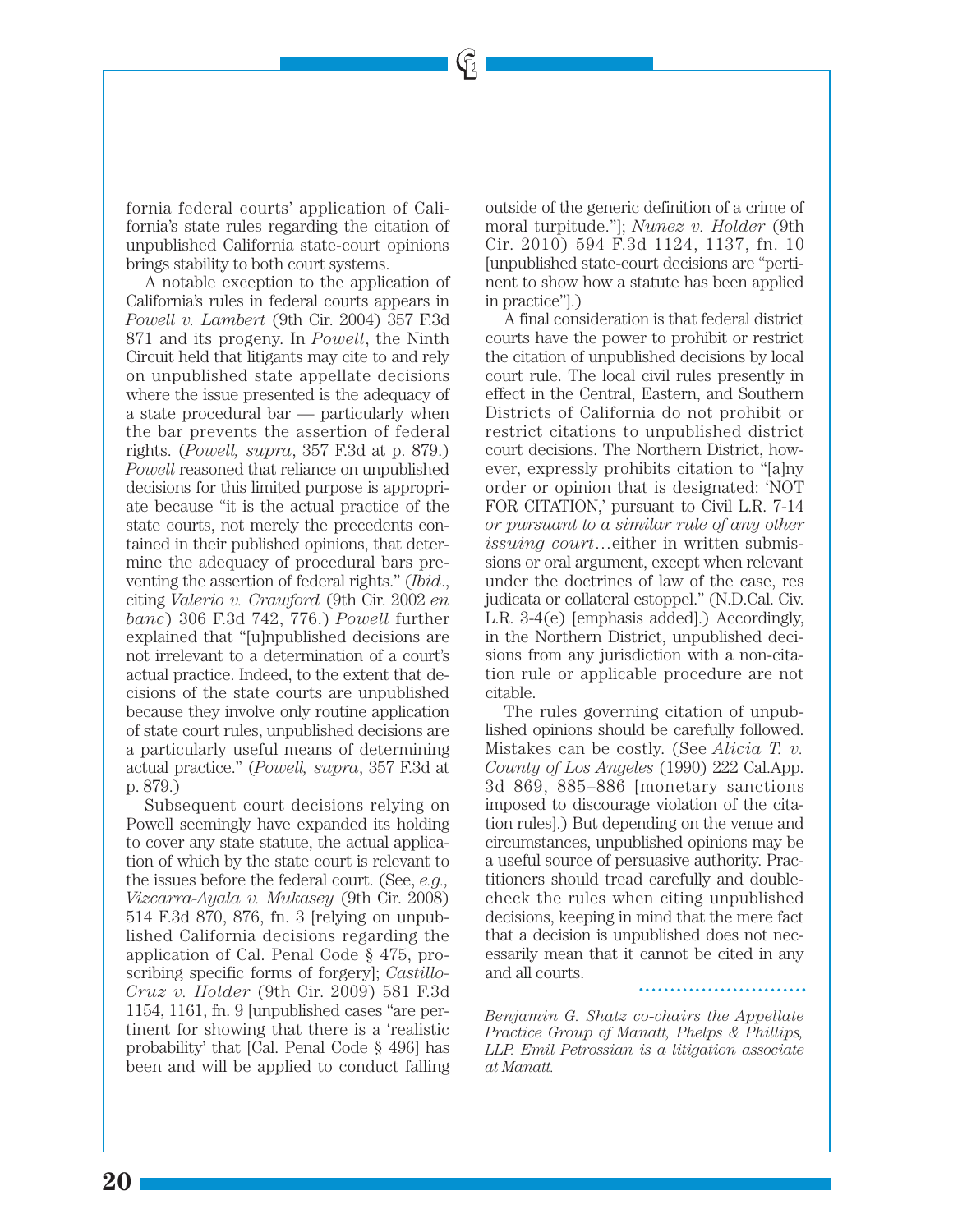fornia federal courts' application of California's state rules regarding the citation of unpublished California state-court opinions brings stability to both court systems.

A notable exception to the application of California's rules in federal courts appears in *Powell v. Lambert* (9th Cir. 2004) 357 F.3d 871 and its progeny. In *Powell*, the Ninth Circuit held that litigants may cite to and rely on unpublished state appellate decisions where the issue presented is the adequacy of a state procedural bar — particularly when the bar prevents the assertion of federal rights. (*Powell, supra*, 357 F.3d at p. 879.) *Powell* reasoned that reliance on unpublished decisions for this limited purpose is appropriate because "it is the actual practice of the state courts, not merely the precedents contained in their published opinions, that determine the adequacy of procedural bars preventing the assertion of federal rights." (*Ibid.*, citing *Valerio v. Crawford* (9th Cir. 2002 *en banc*) 306 F.3d 742, 776.) *Powell* further explained that "[u]npublished decisions are not irrelevant to a determination of a court's actual practice. Indeed, to the extent that decisions of the state courts are unpublished because they involve only routine application of state court rules, unpublished decisions are a particularly useful means of determining actual practice." (*Powell, supra*, 357 F.3d at p. 879.)

Subsequent court decisions relying on Powell seemingly have expanded its holding to cover any state statute, the actual application of which by the state court is relevant to the issues before the federal court. (See, *e.g.*, *Vizcarra-Ayala v. Mukasey* (9th Cir. 2008) 514 F.3d 870, 876, fn. 3 [relying on unpublished California decisions regarding the application of Cal. Penal Code § 475, proscribing specific forms of forgery]; *Castillo-Cruz v. Holder* (9th Cir. 2009) 581 F.3d 1154, 1161, fn. 9 [unpublished cases "are pertinent for showing that there is a 'realistic probability' that [Cal. Penal Code § 496] has been and will be applied to conduct falling outside of the generic definition of a crime of moral turpitude."]; *Nunez v. Holder* (9th Cir. 2010) 594 F.3d 1124, 1137, fn. 10 [unpublished state-court decisions are "pertinent to show how a statute has been applied in practice"].)

A final consideration is that federal district courts have the power to prohibit or restrict the citation of unpublished decisions by local court rule. The local civil rules presently in effect in the Central, Eastern, and Southern Districts of California do not prohibit or restrict citations to unpublished district court decisions. The Northern District, however, expressly prohibits citation to "[a]ny order or opinion that is designated: 'NOT FOR CITATION,' pursuant to Civil L.R. 7-14 *or pursuant to a similar rule of any other issuing court*…either in written submissions or oral argument, except when relevant under the doctrines of law of the case, res judicata or collateral estoppel." (N.D.Cal. Civ. L.R. 3-4(e) [emphasis added].) Accordingly, in the Northern District, unpublished decisions from any jurisdiction with a non-citation rule or applicable procedure are not citable.

The rules governing citation of unpublished opinions should be carefully followed. Mistakes can be costly. (See *Alicia T. v. County of Los Angeles* (1990) 222 Cal.App. 3d 869, 885–886 [monetary sanctions imposed to discourage violation of the citation rules].) But depending on the venue and circumstances, unpublished opinions may be a useful source of persuasive authority. Practitioners should tread carefully and double-check the rules when citing unpublished decisions, keeping in mind that the mere fact that a decision is unpublished does not necessarily mean that it cannot be cited in any and all courts.

*Benjamin G. Shatz co-chairs the Appellate Practice Group of Manatt, Phelps & Phillips, LLP. Emil Petrossian is a litigation associate at Manatt.*